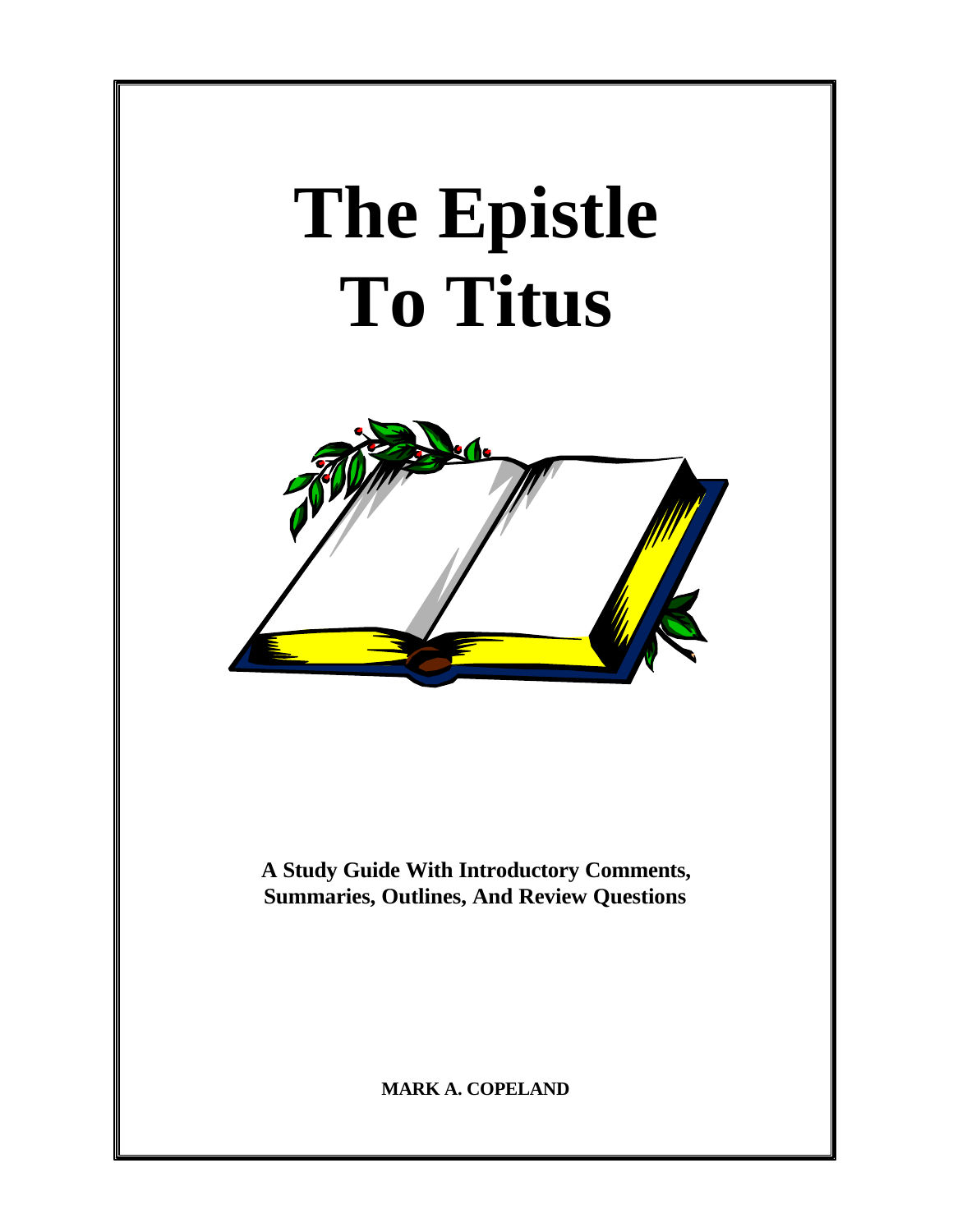# The Epistle To Titus

**A Study Guide With Introductory Comments, Summaries, Outlines, And Review Questions**

**MARK A. COPELAND**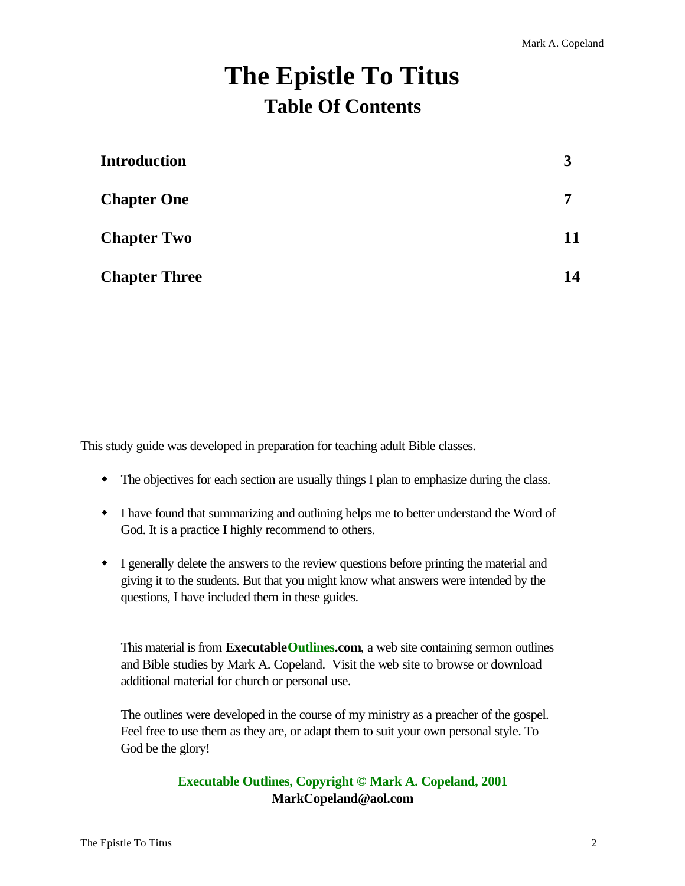# The Epistle To Titus

## Table Of Contents

| | |
|---|---|
| **Introduction** | **3** |
| **Chapter One** | **7** |
| **Chapter Two** | **11** |
| **Chapter Three** | **14** |

This study guide was developed in preparation for teaching adult Bible classes.

- The objectives for each section are usually things I plan to emphasize during the class.
- I have found that summarizing and outlining helps me to better understand the Word of God. It is a practice I highly recommend to others.
- I generally delete the answers to the review questions before printing the material and giving it to the students. But that you might know what answers were intended by the questions, I have included them in these guides.

This material is from **ExecutableOutlines.com**, a web site containing sermon outlines and Bible studies by Mark A. Copeland. Visit the web site to browse or download additional material for church or personal use.

The outlines were developed in the course of my ministry as a preacher of the gospel. Feel free to use them as they are, or adapt them to suit your own personal style. To God be the glory!

**Executable Outlines, Copyright © Mark A. Copeland, 2001**
**MarkCopeland@aol.com**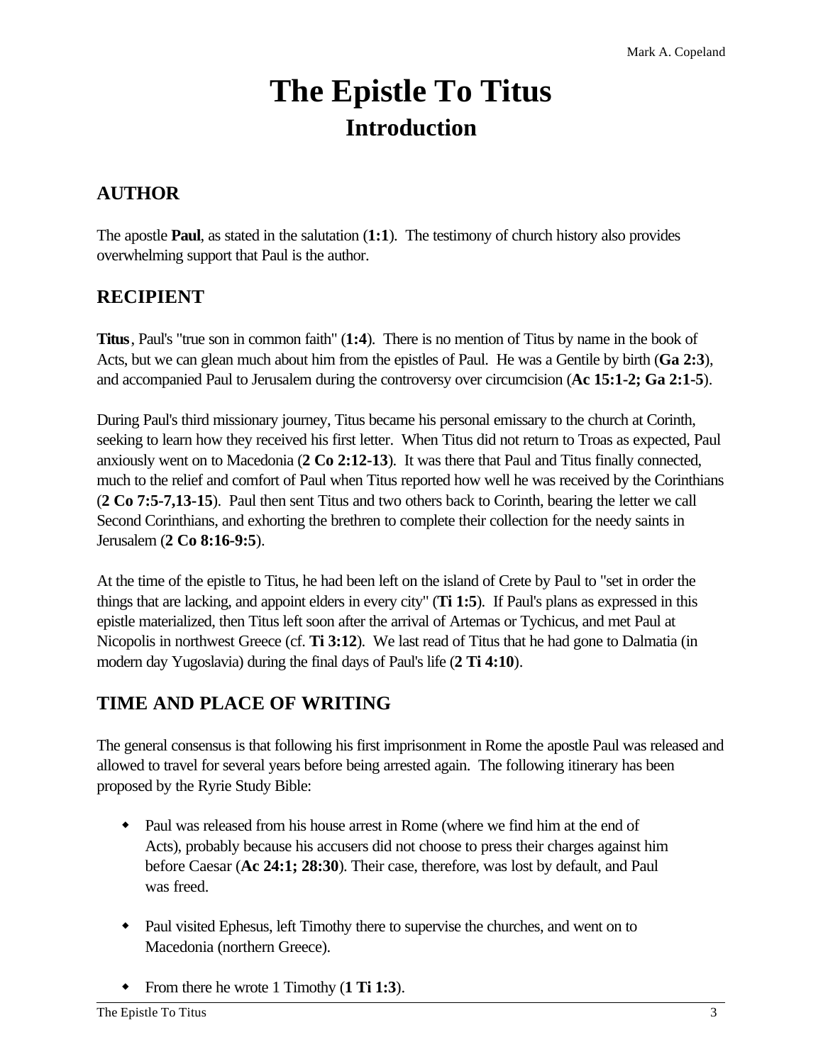# The Epistle To Titus
## Introduction

### AUTHOR

The apostle **Paul**, as stated in the salutation (**1:1**). The testimony of church history also provides overwhelming support that Paul is the author.

### RECIPIENT

**Titus**, Paul's "true son in common faith" (**1:4**). There is no mention of Titus by name in the book of Acts, but we can glean much about him from the epistles of Paul. He was a Gentile by birth (**Ga 2:3**), and accompanied Paul to Jerusalem during the controversy over circumcision (**Ac 15:1-2; Ga 2:1-5**).

During Paul's third missionary journey, Titus became his personal emissary to the church at Corinth, seeking to learn how they received his first letter. When Titus did not return to Troas as expected, Paul anxiously went on to Macedonia (**2 Co 2:12-13**). It was there that Paul and Titus finally connected, much to the relief and comfort of Paul when Titus reported how well he was received by the Corinthians (**2 Co 7:5-7,13-15**). Paul then sent Titus and two others back to Corinth, bearing the letter we call Second Corinthians, and exhorting the brethren to complete their collection for the needy saints in Jerusalem (**2 Co 8:16-9:5**).

At the time of the epistle to Titus, he had been left on the island of Crete by Paul to "set in order the things that are lacking, and appoint elders in every city" (**Ti 1:5**). If Paul's plans as expressed in this epistle materialized, then Titus left soon after the arrival of Artemas or Tychicus, and met Paul at Nicopolis in northwest Greece (cf. **Ti 3:12**). We last read of Titus that he had gone to Dalmatia (in modern day Yugoslavia) during the final days of Paul's life (**2 Ti 4:10**).

### TIME AND PLACE OF WRITING

The general consensus is that following his first imprisonment in Rome the apostle Paul was released and allowed to travel for several years before being arrested again. The following itinerary has been proposed by the Ryrie Study Bible:

- Paul was released from his house arrest in Rome (where we find him at the end of Acts), probably because his accusers did not choose to press their charges against him before Caesar (**Ac 24:1; 28:30**). Their case, therefore, was lost by default, and Paul was freed.
- Paul visited Ephesus, left Timothy there to supervise the churches, and went on to Macedonia (northern Greece).
- From there he wrote 1 Timothy (**1 Ti 1:3**).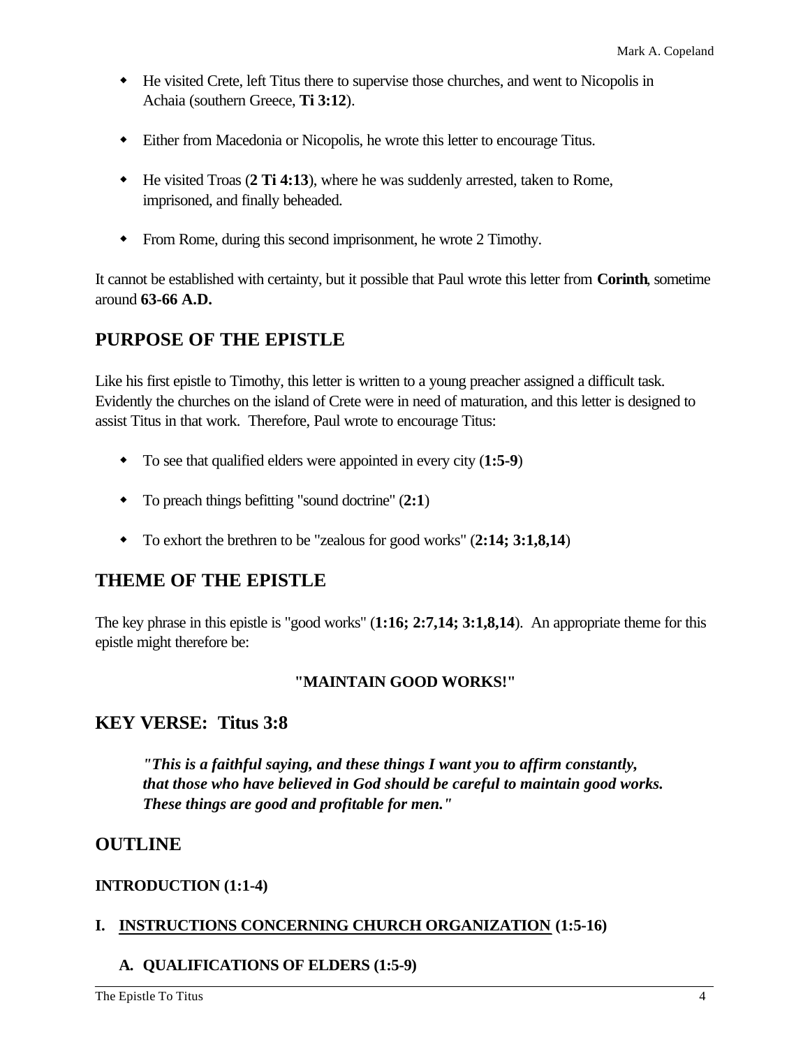- He visited Crete, left Titus there to supervise those churches, and went to Nicopolis in Achaia (southern Greece, **Ti 3:12**).

- Either from Macedonia or Nicopolis, he wrote this letter to encourage Titus.

- He visited Troas (**2 Ti 4:13**), where he was suddenly arrested, taken to Rome, imprisoned, and finally beheaded.

- From Rome, during this second imprisonment, he wrote 2 Timothy.

It cannot be established with certainty, but it possible that Paul wrote this letter from **Corinth**, sometime around **63-66 A.D.**

## PURPOSE OF THE EPISTLE

Like his first epistle to Timothy, this letter is written to a young preacher assigned a difficult task. Evidently the churches on the island of Crete were in need of maturation, and this letter is designed to assist Titus in that work. Therefore, Paul wrote to encourage Titus:

- To see that qualified elders were appointed in every city (**1:5-9**)

- To preach things befitting "sound doctrine" (**2:1**)

- To exhort the brethren to be "zealous for good works" (**2:14; 3:1,8,14**)

## THEME OF THE EPISTLE

The key phrase in this epistle is "good works" (**1:16; 2:7,14; 3:1,8,14**). An appropriate theme for this epistle might therefore be:

**"MAINTAIN GOOD WORKS!"**

## KEY VERSE: Titus 3:8

> ***"This is a faithful saying, and these things I want you to affirm constantly, that those who have believed in God should be careful to maintain good works. These things are good and profitable for men."***

## OUTLINE

**INTRODUCTION (1:1-4)**

**I. <u>INSTRUCTIONS CONCERNING CHURCH ORGANIZATION</u> (1:5-16)**

**A. QUALIFICATIONS OF ELDERS (1:5-9)**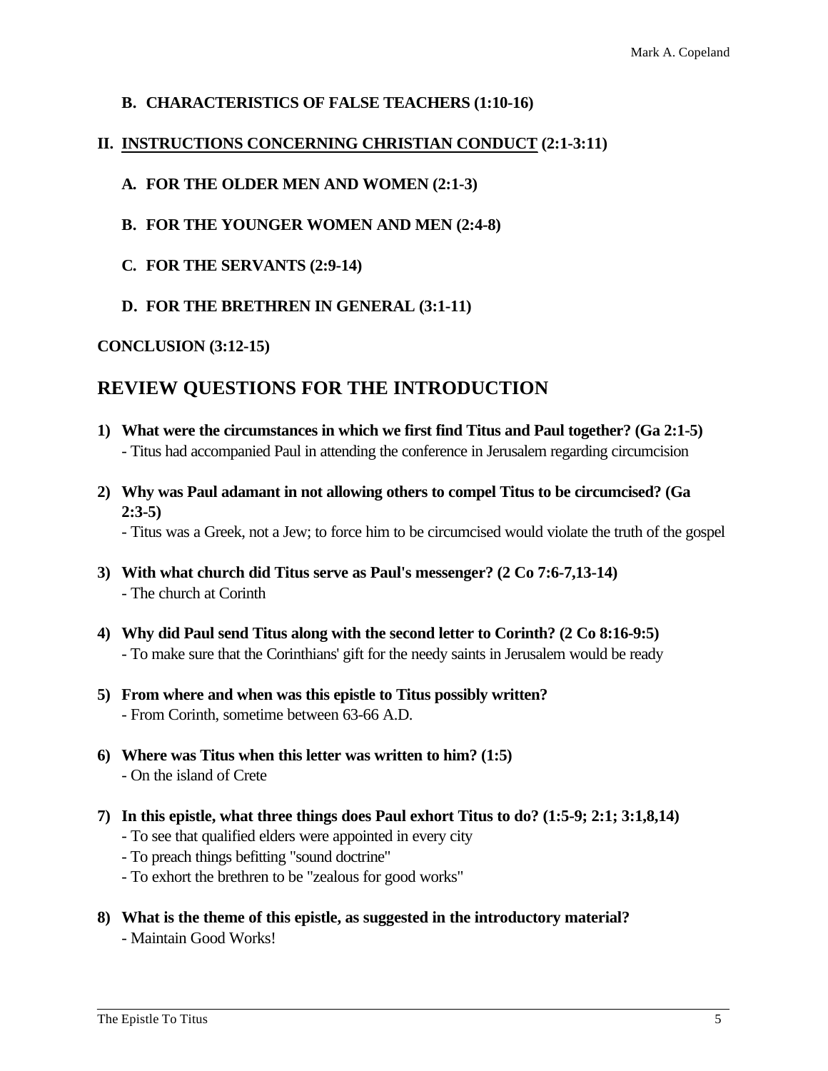**B. CHARACTERISTICS OF FALSE TEACHERS (1:10-16)**

**II. <u>INSTRUCTIONS CONCERNING CHRISTIAN CONDUCT</u> (2:1-3:11)**

**A. FOR THE OLDER MEN AND WOMEN (2:1-3)**

**B. FOR THE YOUNGER WOMEN AND MEN (2:4-8)**

**C. FOR THE SERVANTS (2:9-14)**

**D. FOR THE BRETHREN IN GENERAL (3:1-11)**

**CONCLUSION (3:12-15)**

## REVIEW QUESTIONS FOR THE INTRODUCTION

1) **What were the circumstances in which we first find Titus and Paul together? (Ga 2:1-5)**
   - Titus had accompanied Paul in attending the conference in Jerusalem regarding circumcision

2) **Why was Paul adamant in not allowing others to compel Titus to be circumcised? (Ga 2:3-5)**
   - Titus was a Greek, not a Jew; to force him to be circumcised would violate the truth of the gospel

3) **With what church did Titus serve as Paul's messenger? (2 Co 7:6-7,13-14)**
   - The church at Corinth

4) **Why did Paul send Titus along with the second letter to Corinth? (2 Co 8:16-9:5)**
   - To make sure that the Corinthians' gift for the needy saints in Jerusalem would be ready

5) **From where and when was this epistle to Titus possibly written?**
   - From Corinth, sometime between 63-66 A.D.

6) **Where was Titus when this letter was written to him? (1:5)**
   - On the island of Crete

7) **In this epistle, what three things does Paul exhort Titus to do? (1:5-9; 2:1; 3:1,8,14)**
   - To see that qualified elders were appointed in every city
   - To preach things befitting "sound doctrine"
   - To exhort the brethren to be "zealous for good works"

8) **What is the theme of this epistle, as suggested in the introductory material?**
   - Maintain Good Works!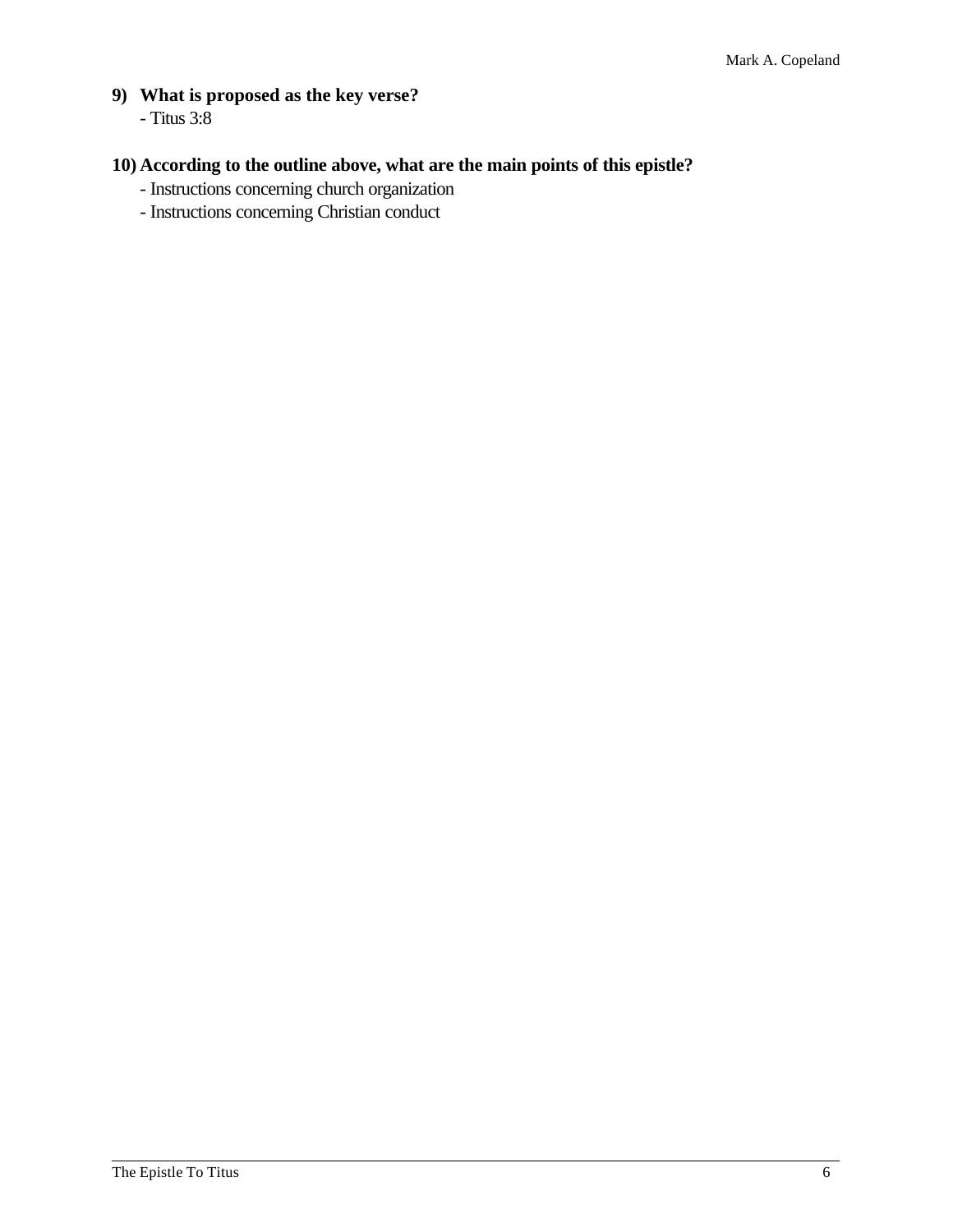**9) What is proposed as the key verse?**

- Titus 3:8

**10) According to the outline above, what are the main points of this epistle?**

- Instructions concerning church organization
- Instructions concerning Christian conduct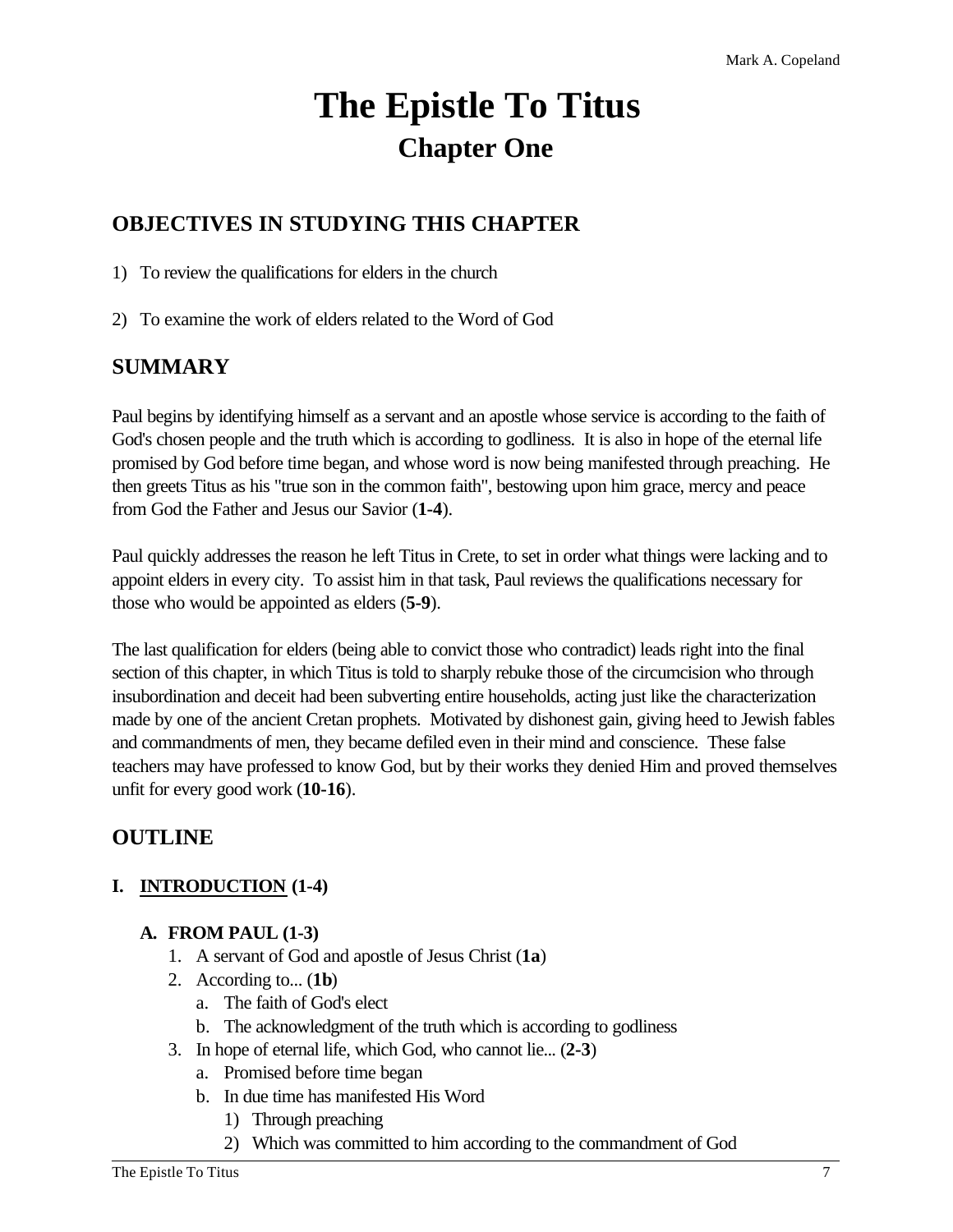# The Epistle To Titus
## Chapter One

## OBJECTIVES IN STUDYING THIS CHAPTER

1) To review the qualifications for elders in the church

2) To examine the work of elders related to the Word of God

## SUMMARY

Paul begins by identifying himself as a servant and an apostle whose service is according to the faith of God's chosen people and the truth which is according to godliness. It is also in hope of the eternal life promised by God before time began, and whose word is now being manifested through preaching. He then greets Titus as his "true son in the common faith", bestowing upon him grace, mercy and peace from God the Father and Jesus our Savior (**1-4**).

Paul quickly addresses the reason he left Titus in Crete, to set in order what things were lacking and to appoint elders in every city. To assist him in that task, Paul reviews the qualifications necessary for those who would be appointed as elders (**5-9**).

The last qualification for elders (being able to convict those who contradict) leads right into the final section of this chapter, in which Titus is told to sharply rebuke those of the circumcision who through insubordination and deceit had been subverting entire households, acting just like the characterization made by one of the ancient Cretan prophets. Motivated by dishonest gain, giving heed to Jewish fables and commandments of men, they became defiled even in their mind and conscience. These false teachers may have professed to know God, but by their works they denied Him and proved themselves unfit for every good work (**10-16**).

## OUTLINE

### I. <u>INTRODUCTION</u> (1-4)

#### A. FROM PAUL (1-3)

1. A servant of God and apostle of Jesus Christ (**1a**)
2. According to... (**1b**)
   a. The faith of God's elect
   b. The acknowledgment of the truth which is according to godliness
3. In hope of eternal life, which God, who cannot lie... (**2-3**)
   a. Promised before time began
   b. In due time has manifested His Word
      1) Through preaching
      2) Which was committed to him according to the commandment of God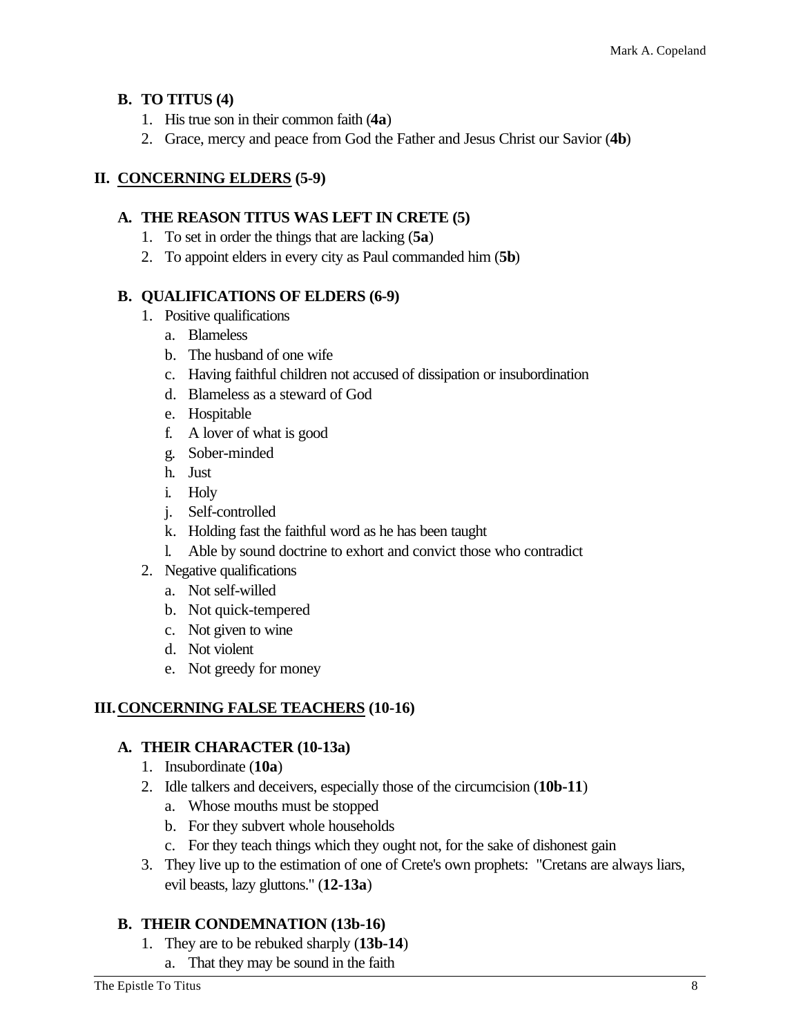### B. TO TITUS (4)

1. His true son in their common faith (**4a**)
2. Grace, mercy and peace from God the Father and Jesus Christ our Savior (**4b**)

## II. CONCERNING ELDERS (5-9)

### A. THE REASON TITUS WAS LEFT IN CRETE (5)

1. To set in order the things that are lacking (**5a**)
2. To appoint elders in every city as Paul commanded him (**5b**)

### B. QUALIFICATIONS OF ELDERS (6-9)

1. Positive qualifications
   a. Blameless
   b. The husband of one wife
   c. Having faithful children not accused of dissipation or insubordination
   d. Blameless as a steward of God
   e. Hospitable
   f. A lover of what is good
   g. Sober-minded
   h. Just
   i. Holy
   j. Self-controlled
   k. Holding fast the faithful word as he has been taught
   l. Able by sound doctrine to exhort and convict those who contradict
2. Negative qualifications
   a. Not self-willed
   b. Not quick-tempered
   c. Not given to wine
   d. Not violent
   e. Not greedy for money

## III. CONCERNING FALSE TEACHERS (10-16)

### A. THEIR CHARACTER (10-13a)

1. Insubordinate (**10a**)
2. Idle talkers and deceivers, especially those of the circumcision (**10b-11**)
   a. Whose mouths must be stopped
   b. For they subvert whole households
   c. For they teach things which they ought not, for the sake of dishonest gain
3. They live up to the estimation of one of Crete's own prophets: "Cretans are always liars, evil beasts, lazy gluttons." (**12-13a**)

### B. THEIR CONDEMNATION (13b-16)

1. They are to be rebuked sharply (**13b-14**)
   a. That they may be sound in the faith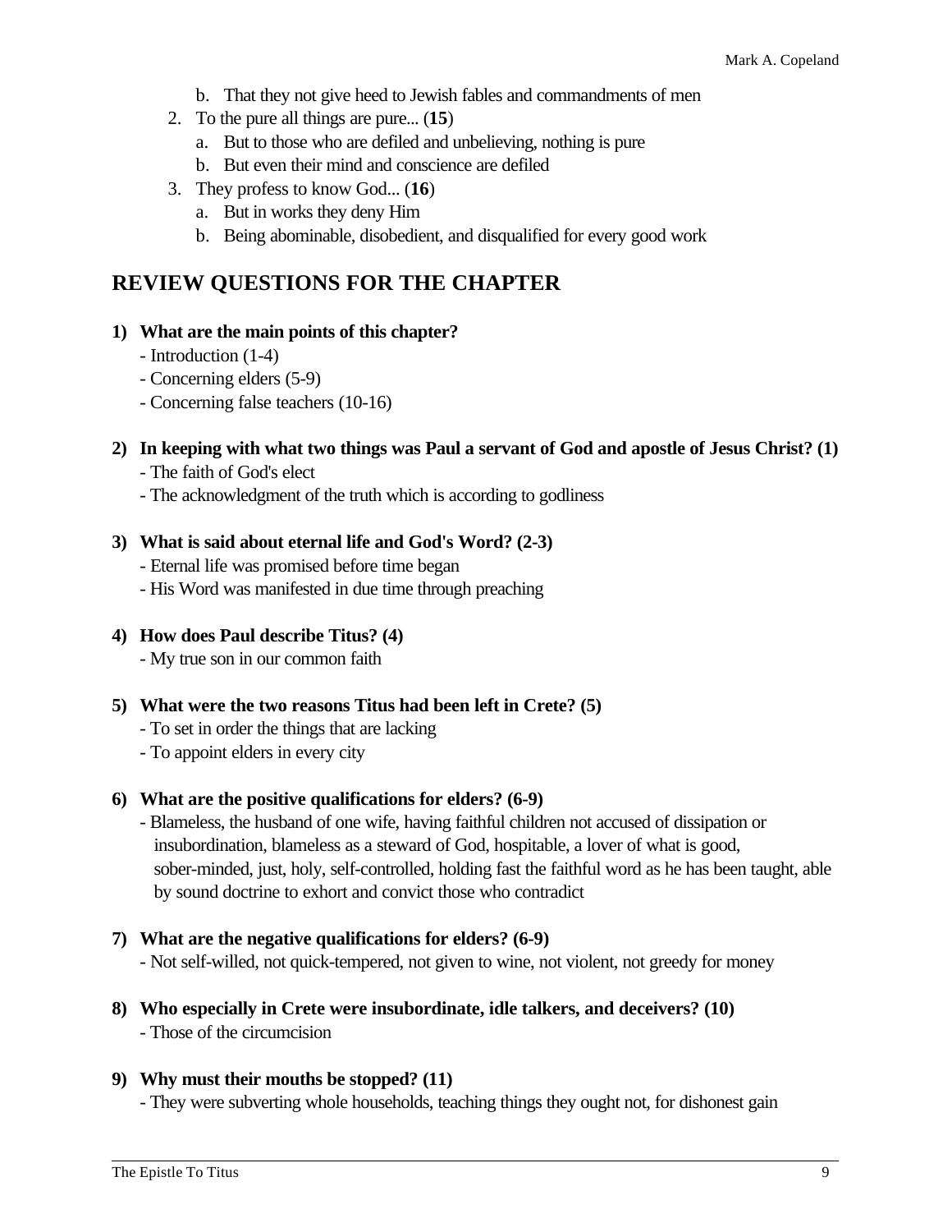b. That they not give heed to Jewish fables and commandments of men
2. To the pure all things are pure... (**15**)
   a. But to those who are defiled and unbelieving, nothing is pure
   b. But even their mind and conscience are defiled
3. They profess to know God... (**16**)
   a. But in works they deny Him
   b. Being abominable, disobedient, and disqualified for every good work

## REVIEW QUESTIONS FOR THE CHAPTER

**1) What are the main points of this chapter?**

- Introduction (1-4)
- Concerning elders (5-9)
- Concerning false teachers (10-16)

**2) In keeping with what two things was Paul a servant of God and apostle of Jesus Christ? (1)**

- The faith of God's elect
- The acknowledgment of the truth which is according to godliness

**3) What is said about eternal life and God's Word? (2-3)**

- Eternal life was promised before time began
- His Word was manifested in due time through preaching

**4) How does Paul describe Titus? (4)**

- My true son in our common faith

**5) What were the two reasons Titus had been left in Crete? (5)**

- To set in order the things that are lacking
- To appoint elders in every city

**6) What are the positive qualifications for elders? (6-9)**

- Blameless, the husband of one wife, having faithful children not accused of dissipation or insubordination, blameless as a steward of God, hospitable, a lover of what is good, sober-minded, just, holy, self-controlled, holding fast the faithful word as he has been taught, able by sound doctrine to exhort and convict those who contradict

**7) What are the negative qualifications for elders? (6-9)**

- Not self-willed, not quick-tempered, not given to wine, not violent, not greedy for money

**8) Who especially in Crete were insubordinate, idle talkers, and deceivers? (10)**

- Those of the circumcision

**9) Why must their mouths be stopped? (11)**

- They were subverting whole households, teaching things they ought not, for dishonest gain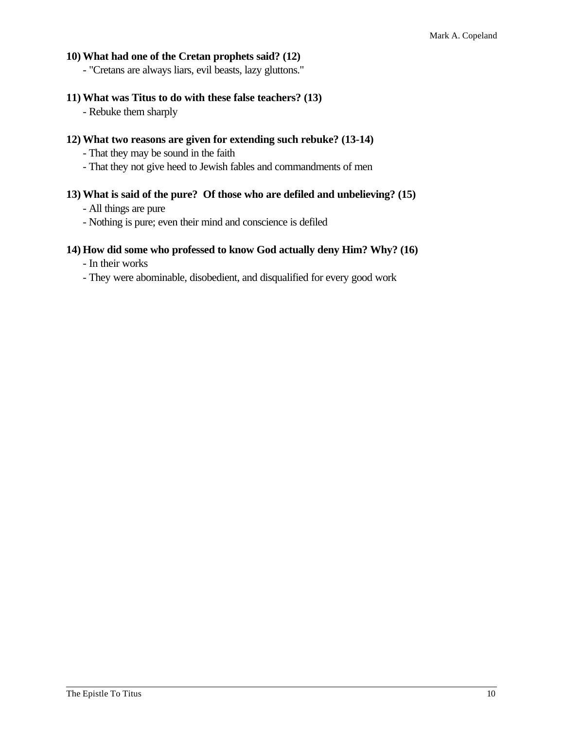**10) What had one of the Cretan prophets said? (12)**

- "Cretans are always liars, evil beasts, lazy gluttons."

**11) What was Titus to do with these false teachers? (13)**

- Rebuke them sharply

**12) What two reasons are given for extending such rebuke? (13-14)**

- That they may be sound in the faith
- That they not give heed to Jewish fables and commandments of men

**13) What is said of the pure? Of those who are defiled and unbelieving? (15)**

- All things are pure
- Nothing is pure; even their mind and conscience is defiled

**14) How did some who professed to know God actually deny Him? Why? (16)**

- In their works
- They were abominable, disobedient, and disqualified for every good work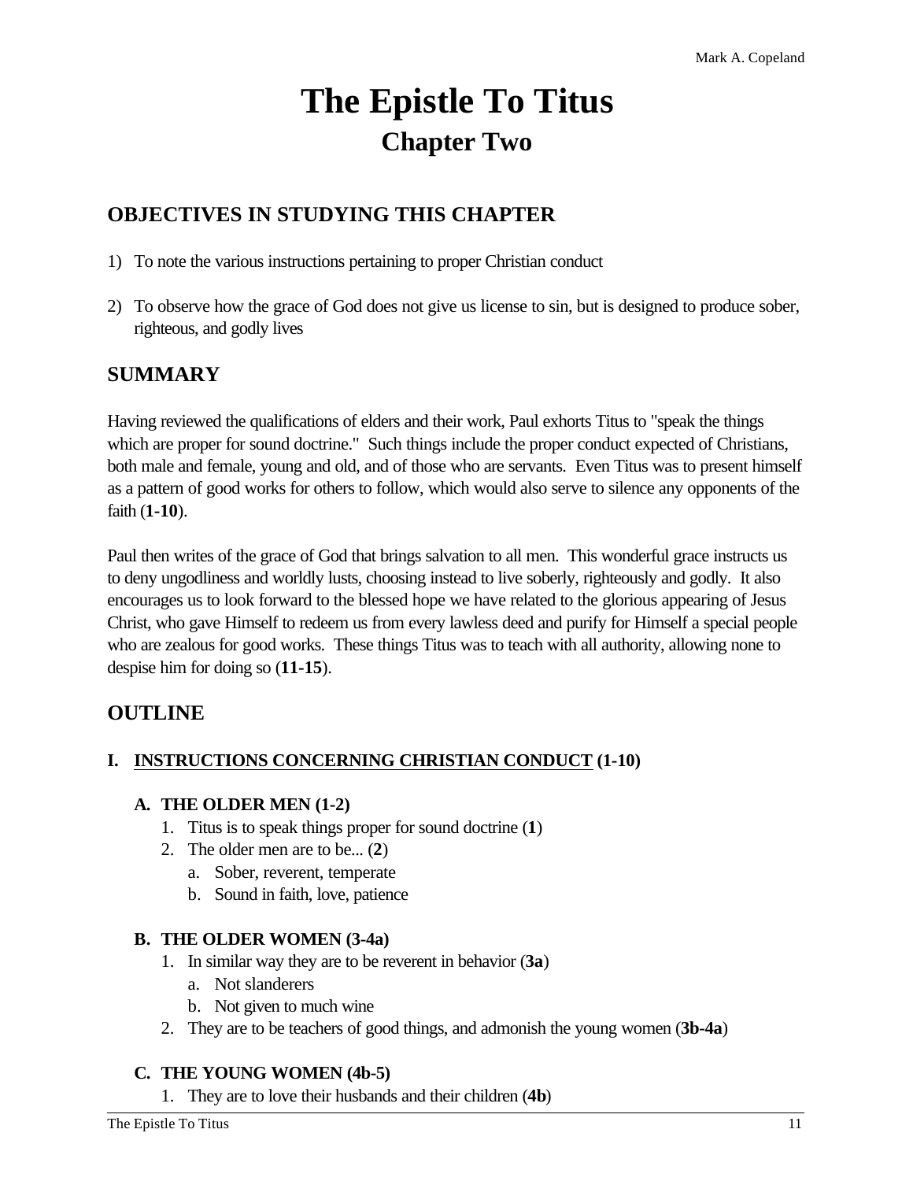# The Epistle To Titus
## Chapter Two

## OBJECTIVES IN STUDYING THIS CHAPTER

1) To note the various instructions pertaining to proper Christian conduct

2) To observe how the grace of God does not give us license to sin, but is designed to produce sober, righteous, and godly lives

## SUMMARY

Having reviewed the qualifications of elders and their work, Paul exhorts Titus to "speak the things which are proper for sound doctrine." Such things include the proper conduct expected of Christians, both male and female, young and old, and of those who are servants. Even Titus was to present himself as a pattern of good works for others to follow, which would also serve to silence any opponents of the faith (**1-10**).

Paul then writes of the grace of God that brings salvation to all men. This wonderful grace instructs us to deny ungodliness and worldly lusts, choosing instead to live soberly, righteously and godly. It also encourages us to look forward to the blessed hope we have related to the glorious appearing of Jesus Christ, who gave Himself to redeem us from every lawless deed and purify for Himself a special people who are zealous for good works. These things Titus was to teach with all authority, allowing none to despise him for doing so (**11-15**).

## OUTLINE

**I. <u>INSTRUCTIONS CONCERNING CHRISTIAN CONDUCT</u> (1-10)**

**A. THE OLDER MEN (1-2)**

1. Titus is to speak things proper for sound doctrine (**1**)
2. The older men are to be... (**2**)
   a. Sober, reverent, temperate
   b. Sound in faith, love, patience

**B. THE OLDER WOMEN (3-4a)**

1. In similar way they are to be reverent in behavior (**3a**)
   a. Not slanderers
   b. Not given to much wine
2. They are to be teachers of good things, and admonish the young women (**3b-4a**)

**C. THE YOUNG WOMEN (4b-5)**

1. They are to love their husbands and their children (**4b**)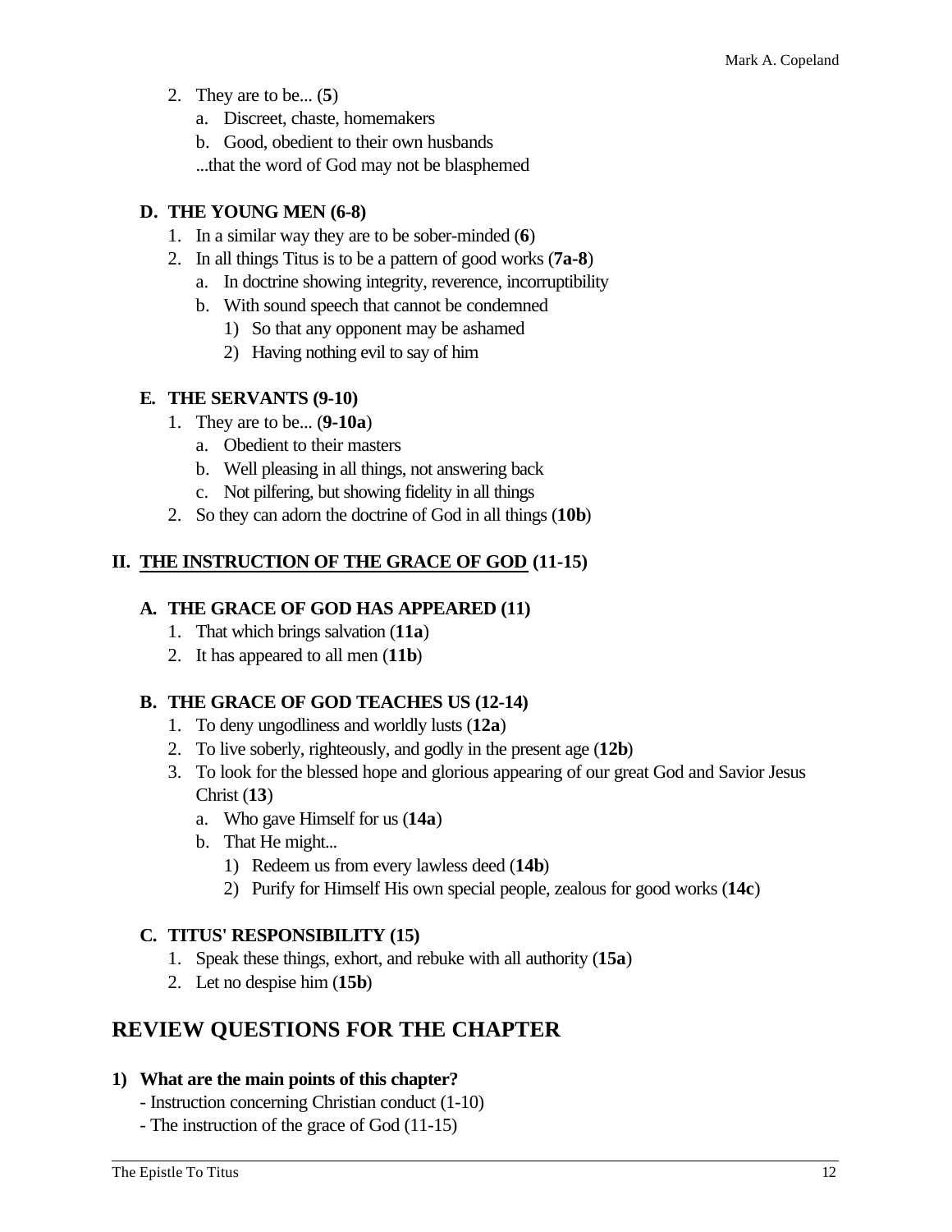2. They are to be... (**5**)
    a. Discreet, chaste, homemakers
    b. Good, obedient to their own husbands
    ...that the word of God may not be blasphemed

### D. THE YOUNG MEN (6-8)

1. In a similar way they are to be sober-minded (**6**)
2. In all things Titus is to be a pattern of good works (**7a-8**)
    a. In doctrine showing integrity, reverence, incorruptibility
    b. With sound speech that cannot be condemned
        1) So that any opponent may be ashamed
        2) Having nothing evil to say of him

### E. THE SERVANTS (9-10)

1. They are to be... (**9-10a**)
    a. Obedient to their masters
    b. Well pleasing in all things, not answering back
    c. Not pilfering, but showing fidelity in all things
2. So they can adorn the doctrine of God in all things (**10b**)

## II. <u>THE INSTRUCTION OF THE GRACE OF GOD</u> (11-15)

### A. THE GRACE OF GOD HAS APPEARED (11)

1. That which brings salvation (**11a**)
2. It has appeared to all men (**11b**)

### B. THE GRACE OF GOD TEACHES US (12-14)

1. To deny ungodliness and worldly lusts (**12a**)
2. To live soberly, righteously, and godly in the present age (**12b**)
3. To look for the blessed hope and glorious appearing of our great God and Savior Jesus Christ (**13**)
    a. Who gave Himself for us (**14a**)
    b. That He might...
        1) Redeem us from every lawless deed (**14b**)
        2) Purify for Himself His own special people, zealous for good works (**14c**)

### C. TITUS' RESPONSIBILITY (15)

1. Speak these things, exhort, and rebuke with all authority (**15a**)
2. Let no despise him (**15b**)

## REVIEW QUESTIONS FOR THE CHAPTER

**1) What are the main points of this chapter?**

- Instruction concerning Christian conduct (1-10)
- The instruction of the grace of God (11-15)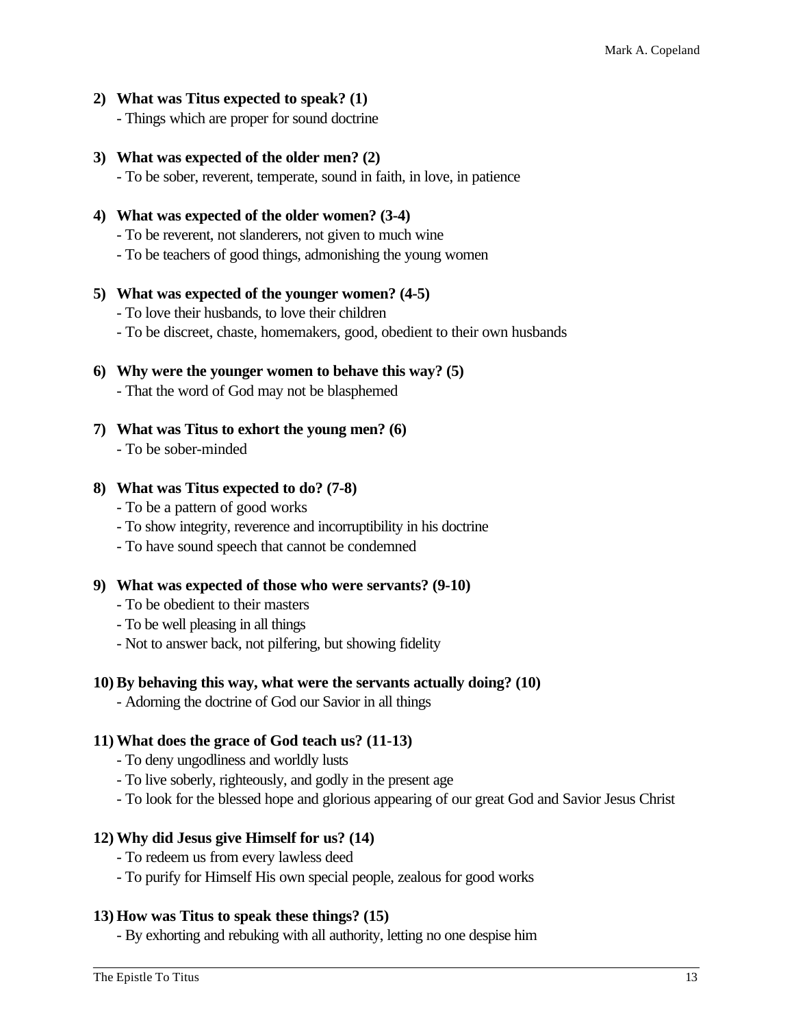**2) What was Titus expected to speak? (1)**

- Things which are proper for sound doctrine

**3) What was expected of the older men? (2)**

- To be sober, reverent, temperate, sound in faith, in love, in patience

**4) What was expected of the older women? (3-4)**

- To be reverent, not slanderers, not given to much wine
- To be teachers of good things, admonishing the young women

**5) What was expected of the younger women? (4-5)**

- To love their husbands, to love their children
- To be discreet, chaste, homemakers, good, obedient to their own husbands

**6) Why were the younger women to behave this way? (5)**

- That the word of God may not be blasphemed

**7) What was Titus to exhort the young men? (6)**

- To be sober-minded

**8) What was Titus expected to do? (7-8)**

- To be a pattern of good works
- To show integrity, reverence and incorruptibility in his doctrine
- To have sound speech that cannot be condemned

**9) What was expected of those who were servants? (9-10)**

- To be obedient to their masters
- To be well pleasing in all things
- Not to answer back, not pilfering, but showing fidelity

**10) By behaving this way, what were the servants actually doing? (10)**

- Adorning the doctrine of God our Savior in all things

**11) What does the grace of God teach us? (11-13)**

- To deny ungodliness and worldly lusts
- To live soberly, righteously, and godly in the present age
- To look for the blessed hope and glorious appearing of our great God and Savior Jesus Christ

**12) Why did Jesus give Himself for us? (14)**

- To redeem us from every lawless deed
- To purify for Himself His own special people, zealous for good works

**13) How was Titus to speak these things? (15)**

- By exhorting and rebuking with all authority, letting no one despise him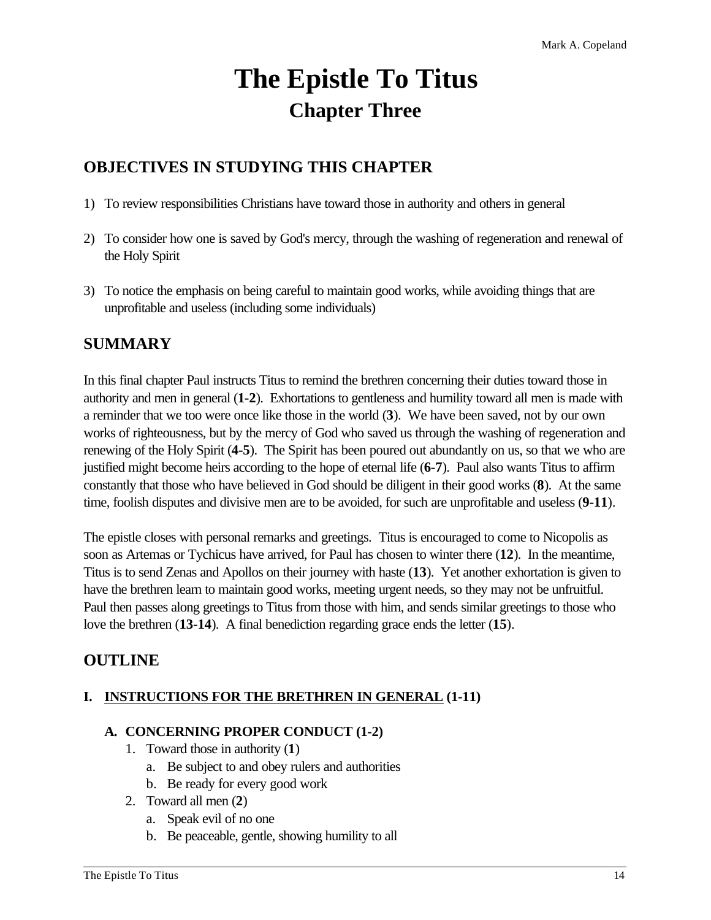# The Epistle To Titus

## Chapter Three

## OBJECTIVES IN STUDYING THIS CHAPTER

1) To review responsibilities Christians have toward those in authority and others in general

2) To consider how one is saved by God's mercy, through the washing of regeneration and renewal of the Holy Spirit

3) To notice the emphasis on being careful to maintain good works, while avoiding things that are unprofitable and useless (including some individuals)

## SUMMARY

In this final chapter Paul instructs Titus to remind the brethren concerning their duties toward those in authority and men in general (**1-2**). Exhortations to gentleness and humility toward all men is made with a reminder that we too were once like those in the world (**3**). We have been saved, not by our own works of righteousness, but by the mercy of God who saved us through the washing of regeneration and renewing of the Holy Spirit (**4-5**). The Spirit has been poured out abundantly on us, so that we who are justified might become heirs according to the hope of eternal life (**6-7**). Paul also wants Titus to affirm constantly that those who have believed in God should be diligent in their good works (**8**). At the same time, foolish disputes and divisive men are to be avoided, for such are unprofitable and useless (**9-11**).

The epistle closes with personal remarks and greetings. Titus is encouraged to come to Nicopolis as soon as Artemas or Tychicus have arrived, for Paul has chosen to winter there (**12**). In the meantime, Titus is to send Zenas and Apollos on their journey with haste (**13**). Yet another exhortation is given to have the brethren learn to maintain good works, meeting urgent needs, so they may not be unfruitful. Paul then passes along greetings to Titus from those with him, and sends similar greetings to those who love the brethren (**13-14**). A final benediction regarding grace ends the letter (**15**).

## OUTLINE

### I. <u>INSTRUCTIONS FOR THE BRETHREN IN GENERAL</u> (1-11)

#### A. CONCERNING PROPER CONDUCT (1-2)

1. Toward those in authority (**1**)
   a. Be subject to and obey rulers and authorities
   b. Be ready for every good work
2. Toward all men (**2**)
   a. Speak evil of no one
   b. Be peaceable, gentle, showing humility to all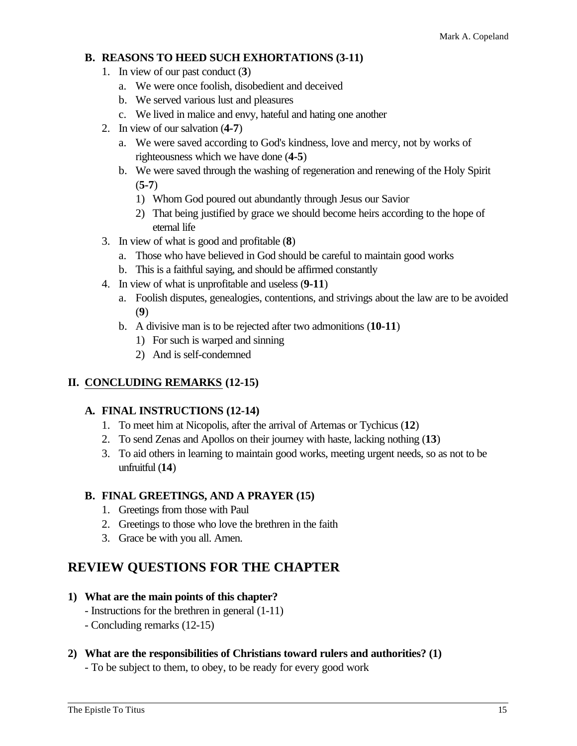### B. REASONS TO HEED SUCH EXHORTATIONS (3-11)

1. In view of our past conduct (**3**)
   a. We were once foolish, disobedient and deceived
   b. We served various lust and pleasures
   c. We lived in malice and envy, hateful and hating one another
2. In view of our salvation (**4-7**)
   a. We were saved according to God's kindness, love and mercy, not by works of righteousness which we have done (**4-5**)
   b. We were saved through the washing of regeneration and renewing of the Holy Spirit (**5-7**)
      1) Whom God poured out abundantly through Jesus our Savior
      2) That being justified by grace we should become heirs according to the hope of eternal life
3. In view of what is good and profitable (**8**)
   a. Those who have believed in God should be careful to maintain good works
   b. This is a faithful saying, and should be affirmed constantly
4. In view of what is unprofitable and useless (**9-11**)
   a. Foolish disputes, genealogies, contentions, and strivings about the law are to be avoided (**9**)
   b. A divisive man is to be rejected after two admonitions (**10-11**)
      1) For such is warped and sinning
      2) And is self-condemned

## II. CONCLUDING REMARKS (12-15)

### A. FINAL INSTRUCTIONS (12-14)

1. To meet him at Nicopolis, after the arrival of Artemas or Tychicus (**12**)
2. To send Zenas and Apollos on their journey with haste, lacking nothing (**13**)
3. To aid others in learning to maintain good works, meeting urgent needs, so as not to be unfruitful (**14**)

### B. FINAL GREETINGS, AND A PRAYER (15)

1. Greetings from those with Paul
2. Greetings to those who love the brethren in the faith
3. Grace be with you all. Amen.

# REVIEW QUESTIONS FOR THE CHAPTER

**1) What are the main points of this chapter?**

- Instructions for the brethren in general (1-11)
- Concluding remarks (12-15)

**2) What are the responsibilities of Christians toward rulers and authorities? (1)**

- To be subject to them, to obey, to be ready for every good work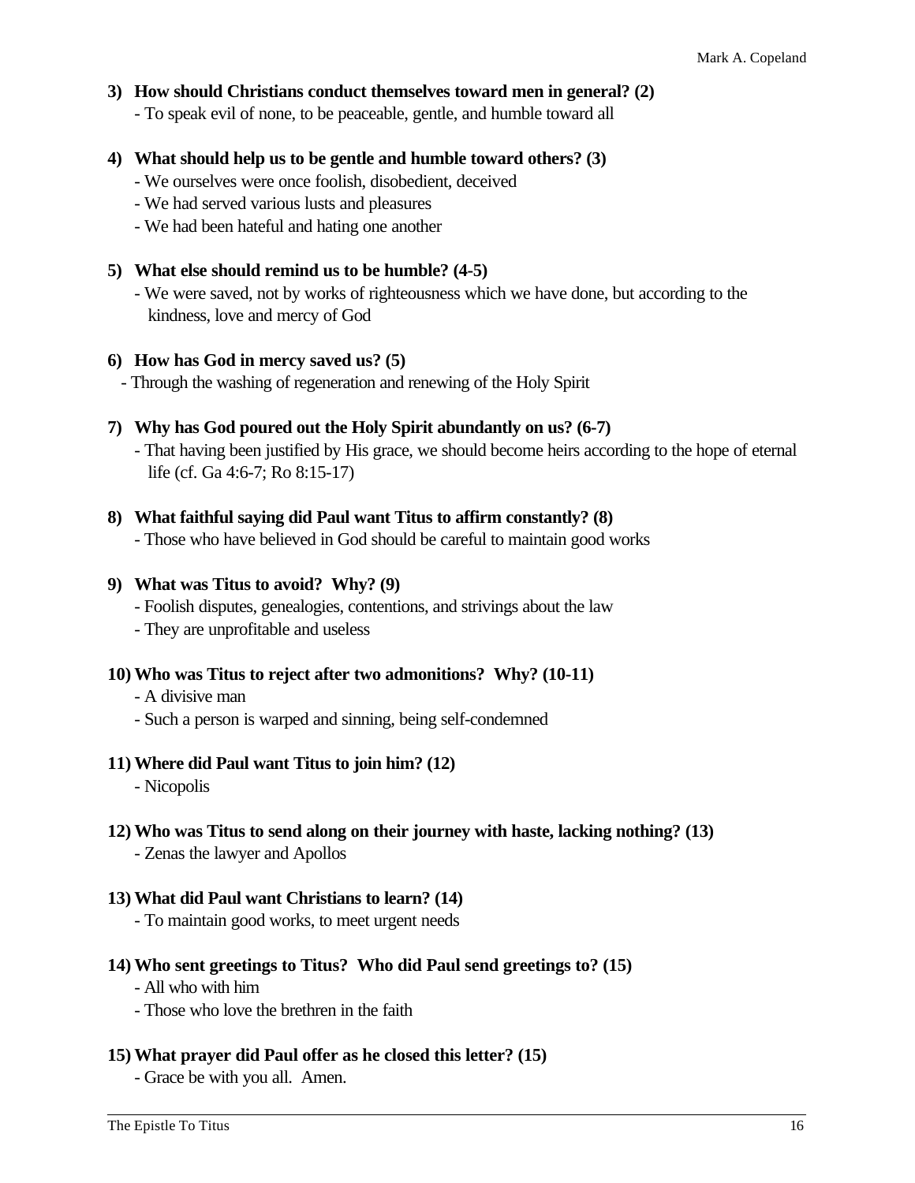**3) How should Christians conduct themselves toward men in general? (2)**

- To speak evil of none, to be peaceable, gentle, and humble toward all

**4) What should help us to be gentle and humble toward others? (3)**

- We ourselves were once foolish, disobedient, deceived
- We had served various lusts and pleasures
- We had been hateful and hating one another

**5) What else should remind us to be humble? (4-5)**

- We were saved, not by works of righteousness which we have done, but according to the kindness, love and mercy of God

**6) How has God in mercy saved us? (5)**

- Through the washing of regeneration and renewing of the Holy Spirit

**7) Why has God poured out the Holy Spirit abundantly on us? (6-7)**

- That having been justified by His grace, we should become heirs according to the hope of eternal life (cf. Ga 4:6-7; Ro 8:15-17)

**8) What faithful saying did Paul want Titus to affirm constantly? (8)**

- Those who have believed in God should be careful to maintain good works

**9) What was Titus to avoid? Why? (9)**

- Foolish disputes, genealogies, contentions, and strivings about the law
- They are unprofitable and useless

**10) Who was Titus to reject after two admonitions? Why? (10-11)**

- A divisive man
- Such a person is warped and sinning, being self-condemned

**11) Where did Paul want Titus to join him? (12)**

- Nicopolis

**12) Who was Titus to send along on their journey with haste, lacking nothing? (13)**

- Zenas the lawyer and Apollos

**13) What did Paul want Christians to learn? (14)**

- To maintain good works, to meet urgent needs

**14) Who sent greetings to Titus? Who did Paul send greetings to? (15)**

- All who with him
- Those who love the brethren in the faith

**15) What prayer did Paul offer as he closed this letter? (15)**

- Grace be with you all. Amen.